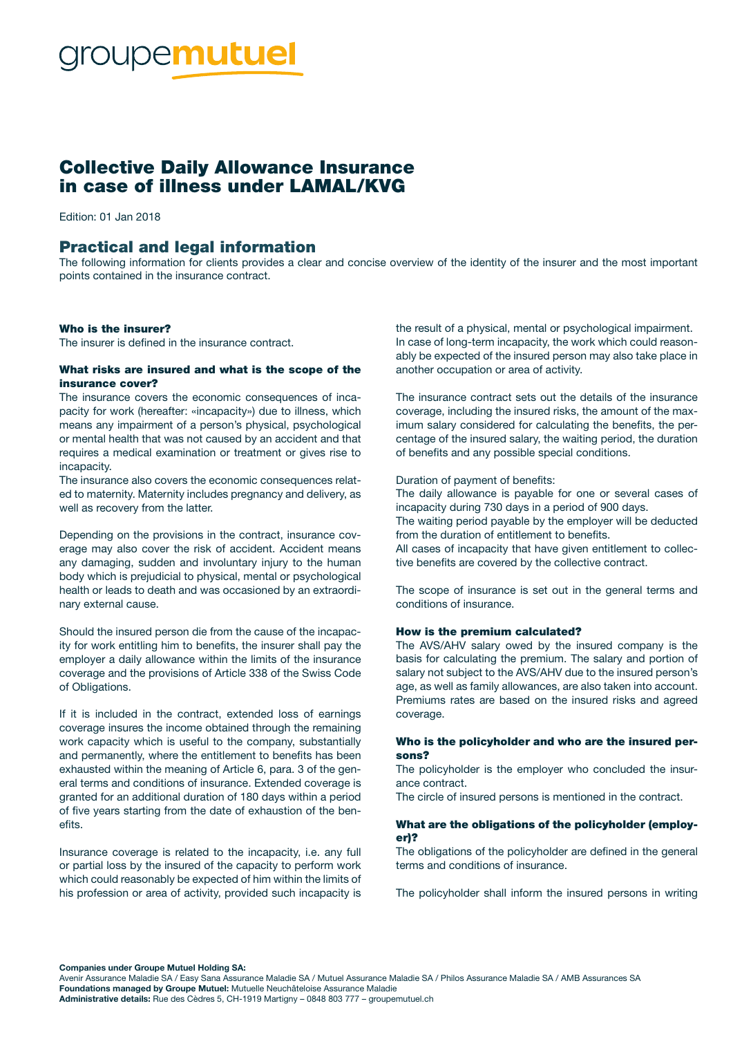groupemutuel

# Collective Daily Allowance Insurance in case of illness under LAMAL/KVG

Edition: 01 Jan 2018

## Practical and legal information

The following information for clients provides a clear and concise overview of the identity of the insurer and the most important points contained in the insurance contract.

### Who is the insurer?

The insurer is defined in the insurance contract.

### What risks are insured and what is the scope of the insurance cover?

The insurance covers the economic consequences of incapacity for work (hereafter: «incapacity») due to illness, which means any impairment of a person's physical, psychological or mental health that was not caused by an accident and that requires a medical examination or treatment or gives rise to incapacity.

The insurance also covers the economic consequences related to maternity. Maternity includes pregnancy and delivery, as well as recovery from the latter.

Depending on the provisions in the contract, insurance coverage may also cover the risk of accident. Accident means any damaging, sudden and involuntary injury to the human body which is prejudicial to physical, mental or psychological health or leads to death and was occasioned by an extraordinary external cause.

Should the insured person die from the cause of the incapacity for work entitling him to benefits, the insurer shall pay the employer a daily allowance within the limits of the insurance coverage and the provisions of Article 338 of the Swiss Code of Obligations.

If it is included in the contract, extended loss of earnings coverage insures the income obtained through the remaining work capacity which is useful to the company, substantially and permanently, where the entitlement to benefits has been exhausted within the meaning of Article 6, para. 3 of the general terms and conditions of insurance. Extended coverage is granted for an additional duration of 180 days within a period of five years starting from the date of exhaustion of the benefits.

Insurance coverage is related to the incapacity, i.e. any full or partial loss by the insured of the capacity to perform work which could reasonably be expected of him within the limits of his profession or area of activity, provided such incapacity is the result of a physical, mental or psychological impairment. In case of long-term incapacity, the work which could reasonably be expected of the insured person may also take place in another occupation or area of activity.

The insurance contract sets out the details of the insurance coverage, including the insured risks, the amount of the maximum salary considered for calculating the benefits, the percentage of the insured salary, the waiting period, the duration of benefits and any possible special conditions.

Duration of payment of benefits:
The daily allowance is payable for one or several cases of incapacity during 730 days in a period of 900 days.
The waiting period payable by the employer will be deducted from the duration of entitlement to benefits.
All cases of incapacity that have given entitlement to collective benefits are covered by the collective contract.

The scope of insurance is set out in the general terms and conditions of insurance.

### How is the premium calculated?

The AVS/AHV salary owed by the insured company is the basis for calculating the premium. The salary and portion of salary not subject to the AVS/AHV due to the insured person's age, as well as family allowances, are also taken into account. Premiums rates are based on the insured risks and agreed coverage.

### Who is the policyholder and who are the insured persons?

The policyholder is the employer who concluded the insurance contract.
The circle of insured persons is mentioned in the contract.

### What are the obligations of the policyholder (employer)?

The obligations of the policyholder are defined in the general terms and conditions of insurance.

The policyholder shall inform the insured persons in writing

**Companies under Groupe Mutuel Holding SA:**
Avenir Assurance Maladie SA / Easy Sana Assurance Maladie SA / Mutuel Assurance Maladie SA / Philos Assurance Maladie SA / AMB Assurances SA
**Foundations managed by Groupe Mutuel:** Mutuelle Neuchâteloise Assurance Maladie
**Administrative details:** Rue des Cèdres 5, CH-1919 Martigny – 0848 803 777 – groupemutuel.ch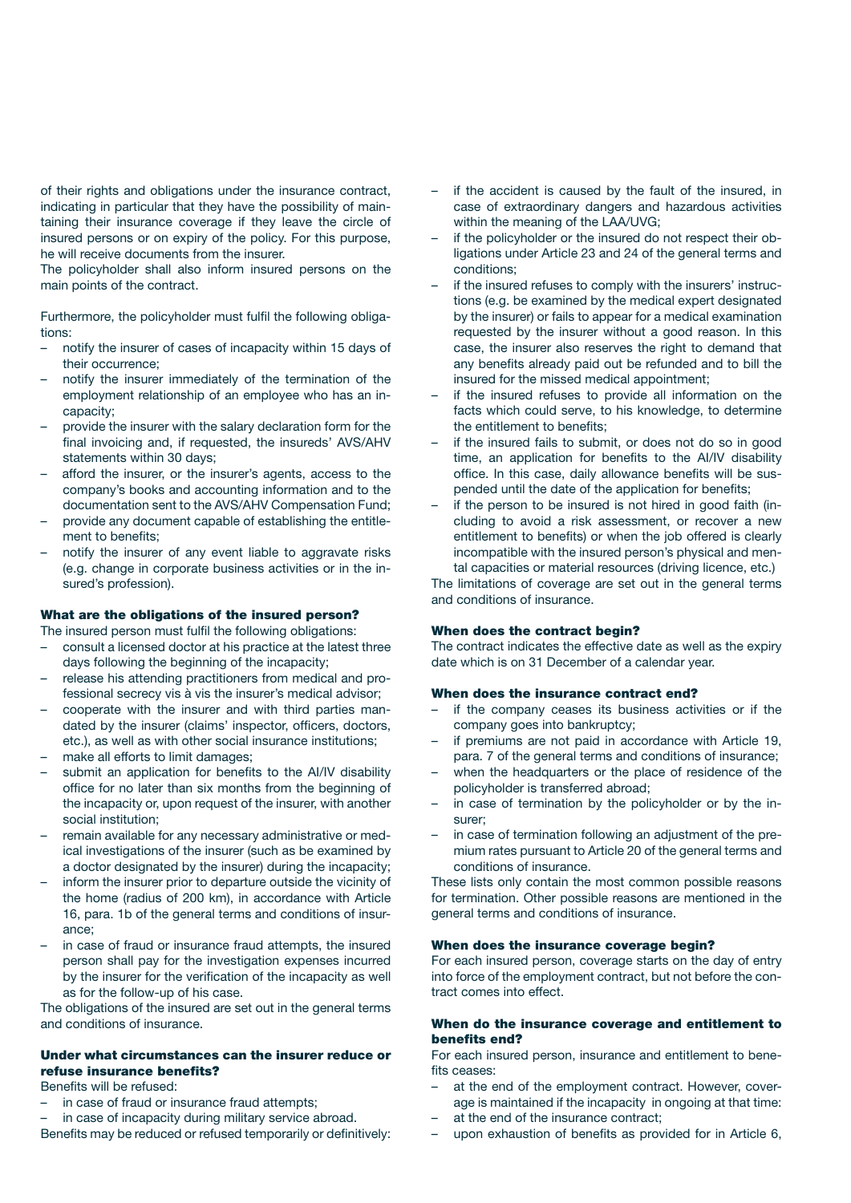of their rights and obligations under the insurance contract, indicating in particular that they have the possibility of maintaining their insurance coverage if they leave the circle of insured persons or on expiry of the policy. For this purpose, he will receive documents from the insurer.
The policyholder shall also inform insured persons on the main points of the contract.

Furthermore, the policyholder must fulfil the following obligations:

- notify the insurer of cases of incapacity within 15 days of their occurrence;
- notify the insurer immediately of the termination of the employment relationship of an employee who has an incapacity;
- provide the insurer with the salary declaration form for the final invoicing and, if requested, the insureds' AVS/AHV statements within 30 days;
- afford the insurer, or the insurer's agents, access to the company's books and accounting information and to the documentation sent to the AVS/AHV Compensation Fund;
- provide any document capable of establishing the entitlement to benefits;
- notify the insurer of any event liable to aggravate risks (e.g. change in corporate business activities or in the insured's profession).

### What are the obligations of the insured person?

The insured person must fulfil the following obligations:

- consult a licensed doctor at his practice at the latest three days following the beginning of the incapacity;
- release his attending practitioners from medical and professional secrecy vis à vis the insurer's medical advisor;
- cooperate with the insurer and with third parties mandated by the insurer (claims' inspector, officers, doctors, etc.), as well as with other social insurance institutions;
- make all efforts to limit damages;
- submit an application for benefits to the AI/IV disability office for no later than six months from the beginning of the incapacity or, upon request of the insurer, with another social institution;
- remain available for any necessary administrative or medical investigations of the insurer (such as be examined by a doctor designated by the insurer) during the incapacity;
- inform the insurer prior to departure outside the vicinity of the home (radius of 200 km), in accordance with Article 16, para. 1b of the general terms and conditions of insurance;
- in case of fraud or insurance fraud attempts, the insured person shall pay for the investigation expenses incurred by the insurer for the verification of the incapacity as well as for the follow-up of his case.

The obligations of the insured are set out in the general terms and conditions of insurance.

### Under what circumstances can the insurer reduce or refuse insurance benefits?

Benefits will be refused:

- in case of fraud or insurance fraud attempts;
- in case of incapacity during military service abroad.

Benefits may be reduced or refused temporarily or definitively:

- if the accident is caused by the fault of the insured, in case of extraordinary dangers and hazardous activities within the meaning of the LAA/UVG;
- if the policyholder or the insured do not respect their obligations under Article 23 and 24 of the general terms and conditions;
- if the insured refuses to comply with the insurers' instructions (e.g. be examined by the medical expert designated by the insurer) or fails to appear for a medical examination requested by the insurer without a good reason. In this case, the insurer also reserves the right to demand that any benefits already paid out be refunded and to bill the insured for the missed medical appointment;
- if the insured refuses to provide all information on the facts which could serve, to his knowledge, to determine the entitlement to benefits;
- if the insured fails to submit, or does not do so in good time, an application for benefits to the AI/IV disability office. In this case, daily allowance benefits will be suspended until the date of the application for benefits;
- if the person to be insured is not hired in good faith (including to avoid a risk assessment, or recover a new entitlement to benefits) or when the job offered is clearly incompatible with the insured person's physical and mental capacities or material resources (driving licence, etc.)

The limitations of coverage are set out in the general terms and conditions of insurance.

### When does the contract begin?

The contract indicates the effective date as well as the expiry date which is on 31 December of a calendar year.

### When does the insurance contract end?

- if the company ceases its business activities or if the company goes into bankruptcy;
- if premiums are not paid in accordance with Article 19, para. 7 of the general terms and conditions of insurance;
- when the headquarters or the place of residence of the policyholder is transferred abroad;
- in case of termination by the policyholder or by the insurer;
- in case of termination following an adjustment of the premium rates pursuant to Article 20 of the general terms and conditions of insurance.

These lists only contain the most common possible reasons for termination. Other possible reasons are mentioned in the general terms and conditions of insurance.

### When does the insurance coverage begin?

For each insured person, coverage starts on the day of entry into force of the employment contract, but not before the contract comes into effect.

### When do the insurance coverage and entitlement to benefits end?

For each insured person, insurance and entitlement to benefits ceases:

- at the end of the employment contract. However, coverage is maintained if the incapacity in ongoing at that time:
- at the end of the insurance contract;
- upon exhaustion of benefits as provided for in Article 6,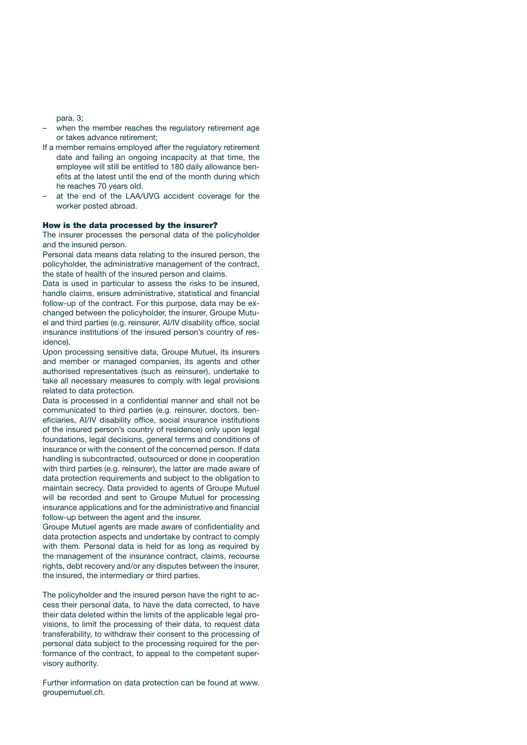para. 3;

– when the member reaches the regulatory retirement age or takes advance retirement;

If a member remains employed after the regulatory retirement date and failing an ongoing incapacity at that time, the employee will still be entitled to 180 daily allowance benefits at the latest until the end of the month during which he reaches 70 years old.

– at the end of the LAA/UVG accident coverage for the worker posted abroad.

**How is the data processed by the insurer?**

The insurer processes the personal data of the policyholder and the insured person.

Personal data means data relating to the insured person, the policyholder, the administrative management of the contract, the state of health of the insured person and claims.

Data is used in particular to assess the risks to be insured, handle claims, ensure administrative, statistical and financial follow-up of the contract. For this purpose, data may be exchanged between the policyholder, the insurer, Groupe Mutuel and third parties (e.g. reinsurer, AI/IV disability office, social insurance institutions of the insured person's country of residence).

Upon processing sensitive data, Groupe Mutuel, its insurers and member or managed companies, its agents and other authorised representatives (such as reinsurer), undertake to take all necessary measures to comply with legal provisions related to data protection.

Data is processed in a confidential manner and shall not be communicated to third parties (e.g. reinsurer, doctors, beneficiaries, AI/IV disability office, social insurance institutions of the insured person's country of residence) only upon legal foundations, legal decisions, general terms and conditions of insurance or with the consent of the concerned person. If data handling is subcontracted, outsourced or done in cooperation with third parties (e.g. reinsurer), the latter are made aware of data protection requirements and subject to the obligation to maintain secrecy. Data provided to agents of Groupe Mutuel will be recorded and sent to Groupe Mutuel for processing insurance applications and for the administrative and financial follow-up between the agent and the insurer.

Groupe Mutuel agents are made aware of confidentiality and data protection aspects and undertake by contract to comply with them. Personal data is held for as long as required by the management of the insurance contract, claims, recourse rights, debt recovery and/or any disputes between the insurer, the insured, the intermediary or third parties.

The policyholder and the insured person have the right to access their personal data, to have the data corrected, to have their data deleted within the limits of the applicable legal provisions, to limit the processing of their data, to request data transferability, to withdraw their consent to the processing of personal data subject to the processing required for the performance of the contract, to appeal to the competent supervisory authority.

Further information on data protection can be found at www.groupemutuel.ch.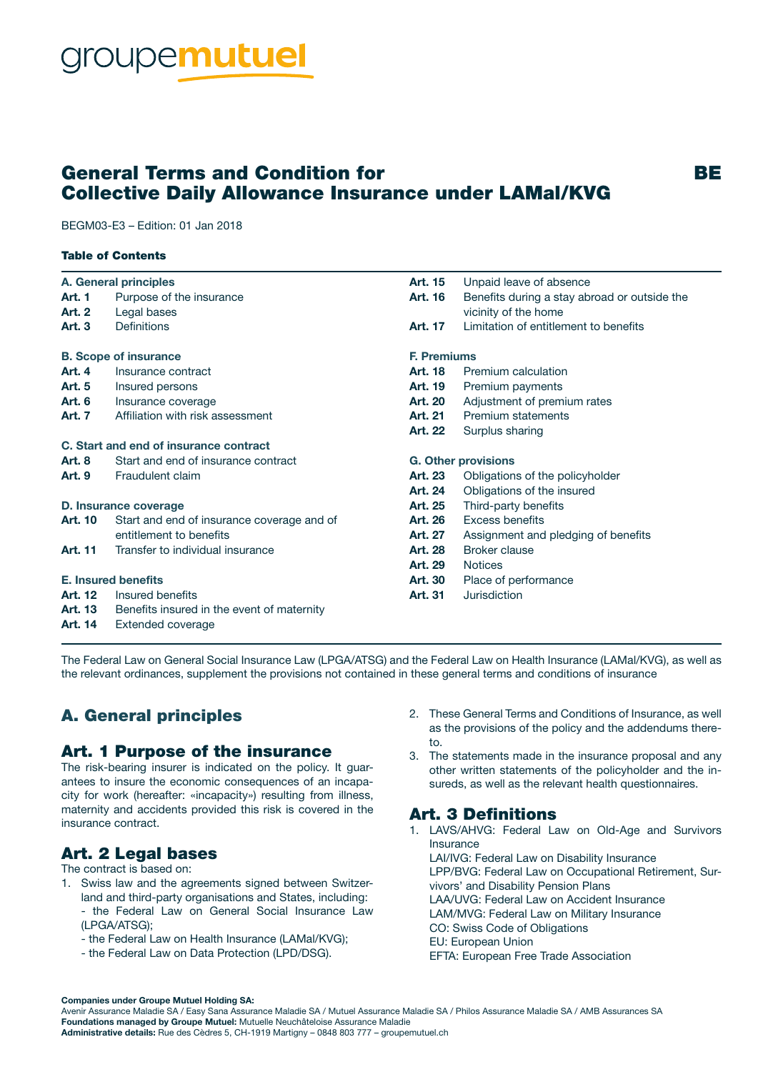groupemutuel

# General Terms and Condition for Collective Daily Allowance Insurance under LAMal/KVG

BE

BEGM03-E3 – Edition: 01 Jan 2018

**Table of Contents**

**A. General principles**
**Art. 1** Purpose of the insurance
**Art. 2** Legal bases
**Art. 3** Definitions

**B. Scope of insurance**
**Art. 4** Insurance contract
**Art. 5** Insured persons
**Art. 6** Insurance coverage
**Art. 7** Affiliation with risk assessment

**C. Start and end of insurance contract**
**Art. 8** Start and end of insurance contract
**Art. 9** Fraudulent claim

**D. Insurance coverage**
**Art. 10** Start and end of insurance coverage and of entitlement to benefits
**Art. 11** Transfer to individual insurance

**E. Insured benefits**
**Art. 12** Insured benefits
**Art. 13** Benefits insured in the event of maternity
**Art. 14** Extended coverage
**Art. 15** Unpaid leave of absence
**Art. 16** Benefits during a stay abroad or outside the vicinity of the home
**Art. 17** Limitation of entitlement to benefits

**F. Premiums**
**Art. 18** Premium calculation
**Art. 19** Premium payments
**Art. 20** Adjustment of premium rates
**Art. 21** Premium statements
**Art. 22** Surplus sharing

**G. Other provisions**
**Art. 23** Obligations of the policyholder
**Art. 24** Obligations of the insured
**Art. 25** Third-party benefits
**Art. 26** Excess benefits
**Art. 27** Assignment and pledging of benefits
**Art. 28** Broker clause
**Art. 29** Notices
**Art. 30** Place of performance
**Art. 31** Jurisdiction

The Federal Law on General Social Insurance Law (LPGA/ATSG) and the Federal Law on Health Insurance (LAMal/KVG), as well as the relevant ordinances, supplement the provisions not contained in these general terms and conditions of insurance

## A. General principles

### Art. 1 Purpose of the insurance

The risk-bearing insurer is indicated on the policy. It guarantees to insure the economic consequences of an incapacity for work (hereafter: «incapacity») resulting from illness, maternity and accidents provided this risk is covered in the insurance contract.

### Art. 2 Legal bases

The contract is based on:

1. Swiss law and the agreements signed between Switzerland and third-party organisations and States, including:
   - the Federal Law on General Social Insurance Law (LPGA/ATSG);
   - the Federal Law on Health Insurance (LAMal/KVG);
   - the Federal Law on Data Protection (LPD/DSG).
2. These General Terms and Conditions of Insurance, as well as the provisions of the policy and the addendums thereto.
3. The statements made in the insurance proposal and any other written statements of the policyholder and the insureds, as well as the relevant health questionnaires.

### Art. 3 Definitions

1. LAVS/AHVG: Federal Law on Old-Age and Survivors Insurance
   LAI/IVG: Federal Law on Disability Insurance
   LPP/BVG: Federal Law on Occupational Retirement, Survivors' and Disability Pension Plans
   LAA/UVG: Federal Law on Accident Insurance
   LAM/MVG: Federal Law on Military Insurance
   CO: Swiss Code of Obligations
   EU: European Union
   EFTA: European Free Trade Association

**Companies under Groupe Mutuel Holding SA:**
Avenir Assurance Maladie SA / Easy Sana Assurance Maladie SA / Mutuel Assurance Maladie SA / Philos Assurance Maladie SA / AMB Assurances SA
**Foundations managed by Groupe Mutuel:** Mutuelle Neuchâteloise Assurance Maladie
**Administrative details:** Rue des Cèdres 5, CH-1919 Martigny – 0848 803 777 – groupemutuel.ch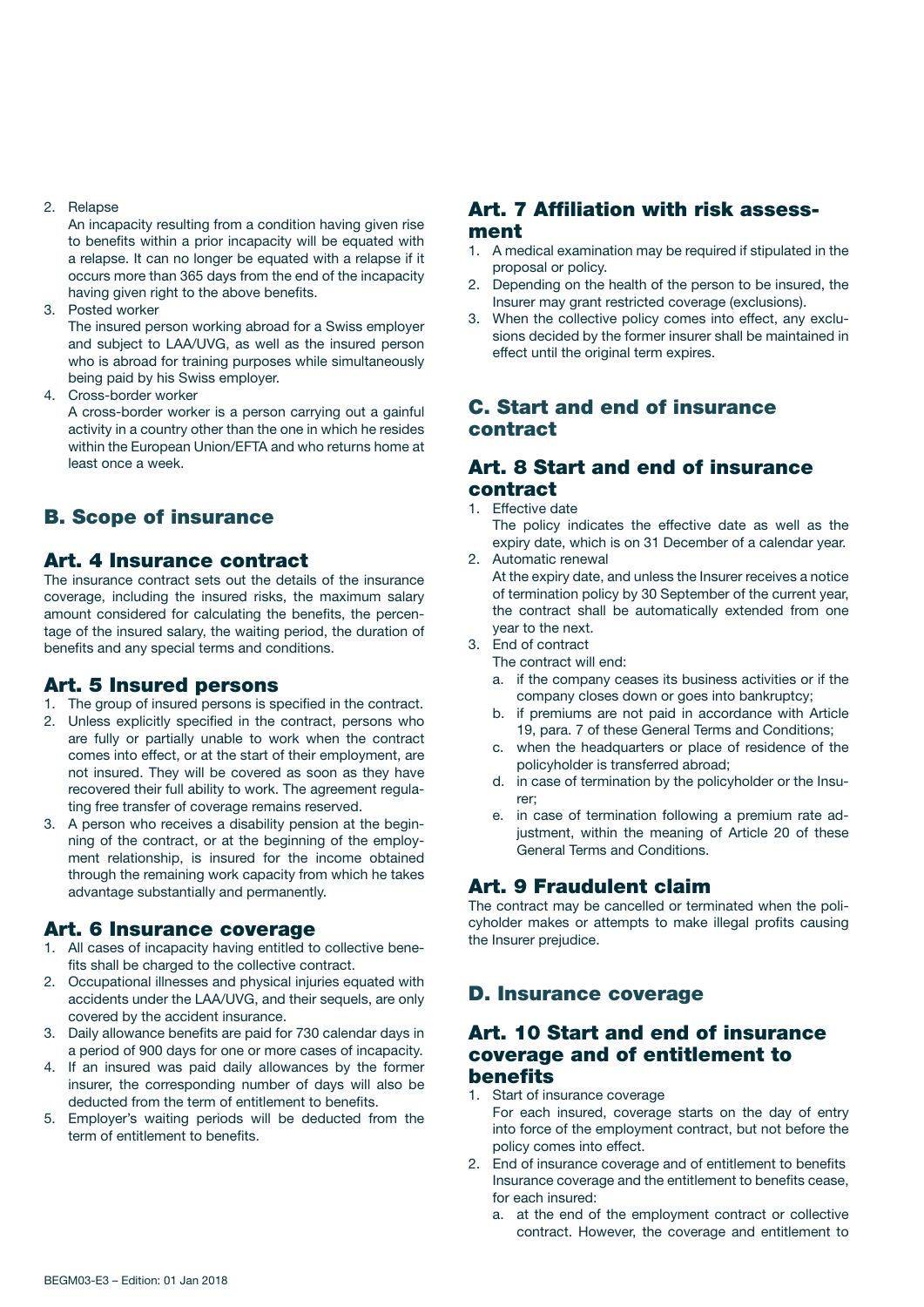2. Relapse
   An incapacity resulting from a condition having given rise to benefits within a prior incapacity will be equated with a relapse. It can no longer be equated with a relapse if it occurs more than 365 days from the end of the incapacity having given right to the above benefits.
3. Posted worker
   The insured person working abroad for a Swiss employer and subject to LAA/UVG, as well as the insured person who is abroad for training purposes while simultaneously being paid by his Swiss employer.
4. Cross-border worker
   A cross-border worker is a person carrying out a gainful activity in a country other than the one in which he resides within the European Union/EFTA and who returns home at least once a week.

## B. Scope of insurance

### Art. 4 Insurance contract

The insurance contract sets out the details of the insurance coverage, including the insured risks, the maximum salary amount considered for calculating the benefits, the percentage of the insured salary, the waiting period, the duration of benefits and any special terms and conditions.

### Art. 5 Insured persons

1. The group of insured persons is specified in the contract.
2. Unless explicitly specified in the contract, persons who are fully or partially unable to work when the contract comes into effect, or at the start of their employment, are not insured. They will be covered as soon as they have recovered their full ability to work. The agreement regulating free transfer of coverage remains reserved.
3. A person who receives a disability pension at the beginning of the contract, or at the beginning of the employment relationship, is insured for the income obtained through the remaining work capacity from which he takes advantage substantially and permanently.

### Art. 6 Insurance coverage

1. All cases of incapacity having entitled to collective benefits shall be charged to the collective contract.
2. Occupational illnesses and physical injuries equated with accidents under the LAA/UVG, and their sequels, are only covered by the accident insurance.
3. Daily allowance benefits are paid for 730 calendar days in a period of 900 days for one or more cases of incapacity.
4. If an insured was paid daily allowances by the former insurer, the corresponding number of days will also be deducted from the term of entitlement to benefits.
5. Employer's waiting periods will be deducted from the term of entitlement to benefits.

### Art. 7 Affiliation with risk assessment

1. A medical examination may be required if stipulated in the proposal or policy.
2. Depending on the health of the person to be insured, the Insurer may grant restricted coverage (exclusions).
3. When the collective policy comes into effect, any exclusions decided by the former insurer shall be maintained in effect until the original term expires.

## C. Start and end of insurance contract

### Art. 8 Start and end of insurance contract

1. Effective date
   The policy indicates the effective date as well as the expiry date, which is on 31 December of a calendar year.
2. Automatic renewal
   At the expiry date, and unless the Insurer receives a notice of termination policy by 30 September of the current year, the contract shall be automatically extended from one year to the next.
3. End of contract
   The contract will end:
   a. if the company ceases its business activities or if the company closes down or goes into bankruptcy;
   b. if premiums are not paid in accordance with Article 19, para. 7 of these General Terms and Conditions;
   c. when the headquarters or place of residence of the policyholder is transferred abroad;
   d. in case of termination by the policyholder or the Insurer;
   e. in case of termination following a premium rate adjustment, within the meaning of Article 20 of these General Terms and Conditions.

### Art. 9 Fraudulent claim

The contract may be cancelled or terminated when the policyholder makes or attempts to make illegal profits causing the Insurer prejudice.

## D. Insurance coverage

### Art. 10 Start and end of insurance coverage and of entitlement to benefits

1. Start of insurance coverage
   For each insured, coverage starts on the day of entry into force of the employment contract, but not before the policy comes into effect.
2. End of insurance coverage and of entitlement to benefits
   Insurance coverage and the entitlement to benefits cease, for each insured:
   a. at the end of the employment contract or collective contract. However, the coverage and entitlement to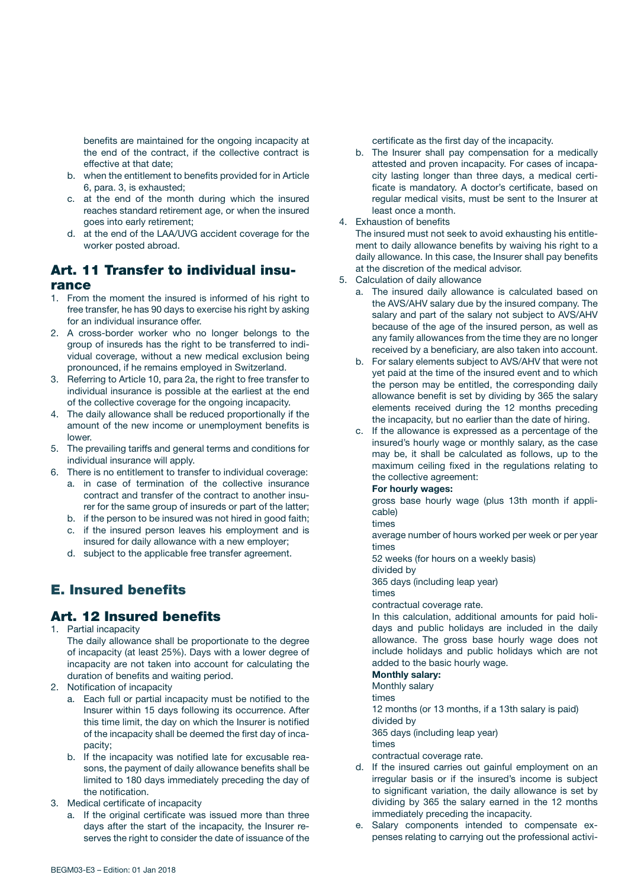benefits are maintained for the ongoing incapacity at the end of the contract, if the collective contract is effective at that date;

b. when the entitlement to benefits provided for in Article 6, para. 3, is exhausted;
c. at the end of the month during which the insured reaches standard retirement age, or when the insured goes into early retirement;
d. at the end of the LAA/UVG accident coverage for the worker posted abroad.

## Art. 11 Transfer to individual insurance

1. From the moment the insured is informed of his right to free transfer, he has 90 days to exercise his right by asking for an individual insurance offer.
2. A cross-border worker who no longer belongs to the group of insureds has the right to be transferred to individual coverage, without a new medical exclusion being pronounced, if he remains employed in Switzerland.
3. Referring to Article 10, para 2a, the right to free transfer to individual insurance is possible at the earliest at the end of the collective coverage for the ongoing incapacity.
4. The daily allowance shall be reduced proportionally if the amount of the new income or unemployment benefits is lower.
5. The prevailing tariffs and general terms and conditions for individual insurance will apply.
6. There is no entitlement to transfer to individual coverage:
   a. in case of termination of the collective insurance contract and transfer of the contract to another insurer for the same group of insureds or part of the latter;
   b. if the person to be insured was not hired in good faith;
   c. if the insured person leaves his employment and is insured for daily allowance with a new employer;
   d. subject to the applicable free transfer agreement.

# E. Insured benefits

## Art. 12 Insured benefits

1. Partial incapacity
   The daily allowance shall be proportionate to the degree of incapacity (at least 25%). Days with a lower degree of incapacity are not taken into account for calculating the duration of benefits and waiting period.
2. Notification of incapacity
   a. Each full or partial incapacity must be notified to the Insurer within 15 days following its occurrence. After this time limit, the day on which the Insurer is notified of the incapacity shall be deemed the first day of incapacity;
   b. If the incapacity was notified late for excusable reasons, the payment of daily allowance benefits shall be limited to 180 days immediately preceding the day of the notification.
3. Medical certificate of incapacity
   a. If the original certificate was issued more than three days after the start of the incapacity, the Insurer reserves the right to consider the date of issuance of the certificate as the first day of the incapacity.
   b. The Insurer shall pay compensation for a medically attested and proven incapacity. For cases of incapacity lasting longer than three days, a medical certificate is mandatory. A doctor's certificate, based on regular medical visits, must be sent to the Insurer at least once a month.
4. Exhaustion of benefits
   The insured must not seek to avoid exhausting his entitlement to daily allowance benefits by waiving his right to a daily allowance. In this case, the Insurer shall pay benefits at the discretion of the medical advisor.
5. Calculation of daily allowance
   a. The insured daily allowance is calculated based on the AVS/AHV salary due by the insured company. The salary and part of the salary not subject to AVS/AHV because of the age of the insured person, as well as any family allowances from the time they are no longer received by a beneficiary, are also taken into account.
   b. For salary elements subject to AVS/AHV that were not yet paid at the time of the insured event and to which the person may be entitled, the corresponding daily allowance benefit is set by dividing by 365 the salary elements received during the 12 months preceding the incapacity, but no earlier than the date of hiring.
   c. If the allowance is expressed as a percentage of the insured's hourly wage or monthly salary, as the case may be, it shall be calculated as follows, up to the maximum ceiling fixed in the regulations relating to the collective agreement:

      **For hourly wages:**
      gross base hourly wage (plus 13th month if applicable)
      times
      average number of hours worked per week or per year
      times
      52 weeks (for hours on a weekly basis)
      divided by
      365 days (including leap year)
      times
      contractual coverage rate.
      In this calculation, additional amounts for paid holidays and public holidays are included in the daily allowance. The gross base hourly wage does not include holidays and public holidays which are not added to the basic hourly wage.

      **Monthly salary:**
      Monthly salary
      times
      12 months (or 13 months, if a 13th salary is paid)
      divided by
      365 days (including leap year)
      times
      contractual coverage rate.
   d. If the insured carries out gainful employment on an irregular basis or if the insured's income is subject to significant variation, the daily allowance is set by dividing by 365 the salary earned in the 12 months immediately preceding the incapacity.
   e. Salary components intended to compensate expenses relating to carrying out the professional activi-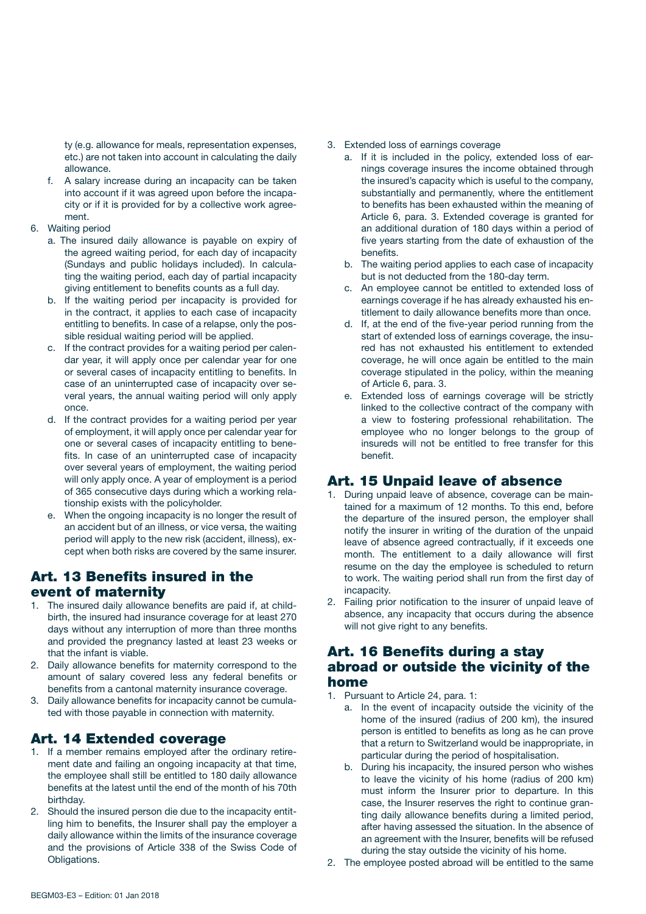ty (e.g. allowance for meals, representation expenses, etc.) are not taken into account in calculating the daily allowance.

f. A salary increase during an incapacity can be taken into account if it was agreed upon before the incapacity or if it is provided for by a collective work agreement.

6. Waiting period
   a. The insured daily allowance is payable on expiry of the agreed waiting period, for each day of incapacity (Sundays and public holidays included). In calculating the waiting period, each day of partial incapacity giving entitlement to benefits counts as a full day.
   b. If the waiting period per incapacity is provided for in the contract, it applies to each case of incapacity entitling to benefits. In case of a relapse, only the possible residual waiting period will be applied.
   c. If the contract provides for a waiting period per calendar year, it will apply once per calendar year for one or several cases of incapacity entitling to benefits. In case of an uninterrupted case of incapacity over several years, the annual waiting period will only apply once.
   d. If the contract provides for a waiting period per year of employment, it will apply once per year of employment for one or several cases of incapacity entitling to benefits. In case of an uninterrupted case of incapacity over several years of employment, the waiting period will only apply once. A year of employment is a period of 365 consecutive days during which a working relationship exists with the policyholder.
   e. When the ongoing incapacity is no longer the result of an accident but of an illness, or vice versa, the waiting period will apply to the new risk (accident, illness), except when both risks are covered by the same insurer.

## Art. 13 Benefits insured in the event of maternity

1. The insured daily allowance benefits are paid if, at childbirth, the insured had insurance coverage for at least 270 days without any interruption of more than three months and provided the pregnancy lasted at least 23 weeks or that the infant is viable.
2. Daily allowance benefits for maternity correspond to the amount of salary covered less any federal benefits or benefits from a cantonal maternity insurance coverage.
3. Daily allowance benefits for incapacity cannot be cumulated with those payable in connection with maternity.

## Art. 14 Extended coverage

1. If a member remains employed after the ordinary retirement date and failing an ongoing incapacity at that time, the employee shall still be entitled to 180 daily allowance benefits at the latest until the end of the month of his 70th birthday.
2. Should the insured person die due to the incapacity entitling him to benefits, the Insurer shall pay the employer a daily allowance within the limits of the insurance coverage and the provisions of Article 338 of the Swiss Code of Obligations.
3. Extended loss of earnings coverage
   a. If it is included in the policy, extended loss of earnings coverage insures the income obtained through the insured's capacity which is useful to the company, substantially and permanently, where the entitlement to benefits has been exhausted within the meaning of Article 6, para. 3. Extended coverage is granted for an additional duration of 180 days within a period of five years starting from the date of exhaustion of the benefits.
   b. The waiting period applies to each case of incapacity but is not deducted from the 180-day term.
   c. An employee cannot be entitled to extended loss of earnings coverage if he has already exhausted his entitlement to daily allowance benefits more than once.
   d. If, at the end of the five-year period running from the start of extended loss of earnings coverage, the insured has not exhausted his entitlement to extended coverage, he will once again be entitled to the main coverage stipulated in the policy, within the meaning of Article 6, para. 3.
   e. Extended loss of earnings coverage will be strictly linked to the collective contract of the company with a view to fostering professional rehabilitation. The employee who no longer belongs to the group of insureds will not be entitled to free transfer for this benefit.

## Art. 15 Unpaid leave of absence

1. During unpaid leave of absence, coverage can be maintained for a maximum of 12 months. To this end, before the departure of the insured person, the employer shall notify the insurer in writing of the duration of the unpaid leave of absence agreed contractually, if it exceeds one month. The entitlement to a daily allowance will first resume on the day the employee is scheduled to return to work. The waiting period shall run from the first day of incapacity.
2. Failing prior notification to the insurer of unpaid leave of absence, any incapacity that occurs during the absence will not give right to any benefits.

## Art. 16 Benefits during a stay abroad or outside the vicinity of the home

1. Pursuant to Article 24, para. 1:
   a. In the event of incapacity outside the vicinity of the home of the insured (radius of 200 km), the insured person is entitled to benefits as long as he can prove that a return to Switzerland would be inappropriate, in particular during the period of hospitalisation.
   b. During his incapacity, the insured person who wishes to leave the vicinity of his home (radius of 200 km) must inform the Insurer prior to departure. In this case, the Insurer reserves the right to continue granting daily allowance benefits during a limited period, after having assessed the situation. In the absence of an agreement with the Insurer, benefits will be refused during the stay outside the vicinity of his home.
2. The employee posted abroad will be entitled to the same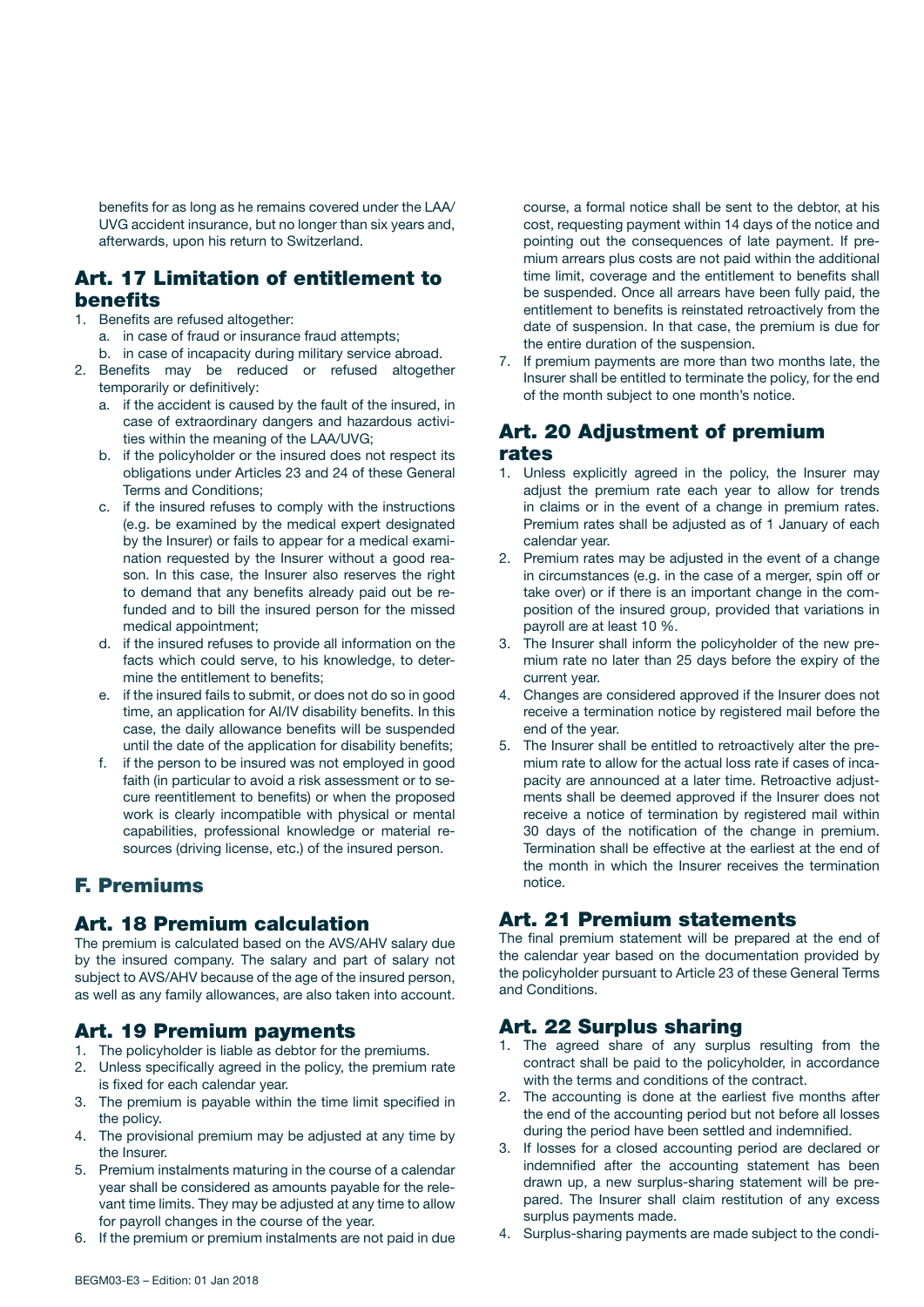benefits for as long as he remains covered under the LAA/UVG accident insurance, but no longer than six years and, afterwards, upon his return to Switzerland.

## Art. 17 Limitation of entitlement to benefits

1. Benefits are refused altogether:
   a. in case of fraud or insurance fraud attempts;
   b. in case of incapacity during military service abroad.
2. Benefits may be reduced or refused altogether temporarily or definitively:
   a. if the accident is caused by the fault of the insured, in case of extraordinary dangers and hazardous activities within the meaning of the LAA/UVG;
   b. if the policyholder or the insured does not respect its obligations under Articles 23 and 24 of these General Terms and Conditions;
   c. if the insured refuses to comply with the instructions (e.g. be examined by the medical expert designated by the Insurer) or fails to appear for a medical examination requested by the Insurer without a good reason. In this case, the Insurer also reserves the right to demand that any benefits already paid out be refunded and to bill the insured person for the missed medical appointment;
   d. if the insured refuses to provide all information on the facts which could serve, to his knowledge, to determine the entitlement to benefits;
   e. if the insured fails to submit, or does not do so in good time, an application for AI/IV disability benefits. In this case, the daily allowance benefits will be suspended until the date of the application for disability benefits;
   f. if the person to be insured was not employed in good faith (in particular to avoid a risk assessment or to secure reentitlement to benefits) or when the proposed work is clearly incompatible with physical or mental capabilities, professional knowledge or material resources (driving license, etc.) of the insured person.

# F. Premiums

## Art. 18 Premium calculation

The premium is calculated based on the AVS/AHV salary due by the insured company. The salary and part of salary not subject to AVS/AHV because of the age of the insured person, as well as any family allowances, are also taken into account.

## Art. 19 Premium payments

1. The policyholder is liable as debtor for the premiums.
2. Unless specifically agreed in the policy, the premium rate is fixed for each calendar year.
3. The premium is payable within the time limit specified in the policy.
4. The provisional premium may be adjusted at any time by the Insurer.
5. Premium instalments maturing in the course of a calendar year shall be considered as amounts payable for the relevant time limits. They may be adjusted at any time to allow for payroll changes in the course of the year.
6. If the premium or premium instalments are not paid in due course, a formal notice shall be sent to the debtor, at his cost, requesting payment within 14 days of the notice and pointing out the consequences of late payment. If premium arrears plus costs are not paid within the additional time limit, coverage and the entitlement to benefits shall be suspended. Once all arrears have been fully paid, the entitlement to benefits is reinstated retroactively from the date of suspension. In that case, the premium is due for the entire duration of the suspension.
7. If premium payments are more than two months late, the Insurer shall be entitled to terminate the policy, for the end of the month subject to one month's notice.

## Art. 20 Adjustment of premium rates

1. Unless explicitly agreed in the policy, the Insurer may adjust the premium rate each year to allow for trends in claims or in the event of a change in premium rates. Premium rates shall be adjusted as of 1 January of each calendar year.
2. Premium rates may be adjusted in the event of a change in circumstances (e.g. in the case of a merger, spin off or take over) or if there is an important change in the composition of the insured group, provided that variations in payroll are at least 10 %.
3. The Insurer shall inform the policyholder of the new premium rate no later than 25 days before the expiry of the current year.
4. Changes are considered approved if the Insurer does not receive a termination notice by registered mail before the end of the year.
5. The Insurer shall be entitled to retroactively alter the premium rate to allow for the actual loss rate if cases of incapacity are announced at a later time. Retroactive adjustments shall be deemed approved if the Insurer does not receive a notice of termination by registered mail within 30 days of the notification of the change in premium. Termination shall be effective at the earliest at the end of the month in which the Insurer receives the termination notice.

## Art. 21 Premium statements

The final premium statement will be prepared at the end of the calendar year based on the documentation provided by the policyholder pursuant to Article 23 of these General Terms and Conditions.

## Art. 22 Surplus sharing

1. The agreed share of any surplus resulting from the contract shall be paid to the policyholder, in accordance with the terms and conditions of the contract.
2. The accounting is done at the earliest five months after the end of the accounting period but not before all losses during the period have been settled and indemnified.
3. If losses for a closed accounting period are declared or indemnified after the accounting statement has been drawn up, a new surplus-sharing statement will be prepared. The Insurer shall claim restitution of any excess surplus payments made.
4. Surplus-sharing payments are made subject to the condi-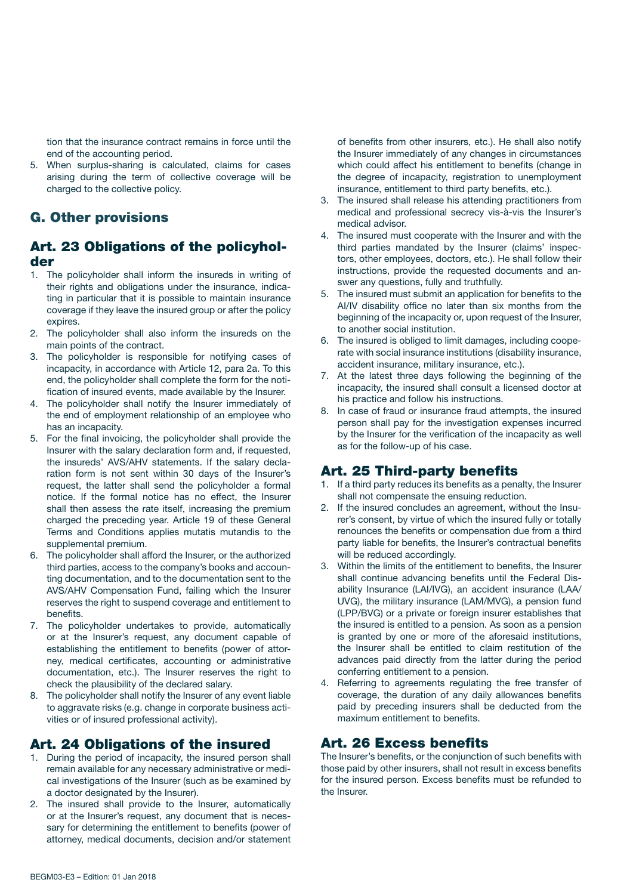tion that the insurance contract remains in force until the end of the accounting period.

5. When surplus-sharing is calculated, claims for cases arising during the term of collective coverage will be charged to the collective policy.

## G. Other provisions

### Art. 23 Obligations of the policyholder

1. The policyholder shall inform the insureds in writing of their rights and obligations under the insurance, indicating in particular that it is possible to maintain insurance coverage if they leave the insured group or after the policy expires.
2. The policyholder shall also inform the insureds on the main points of the contract.
3. The policyholder is responsible for notifying cases of incapacity, in accordance with Article 12, para 2a. To this end, the policyholder shall complete the form for the notification of insured events, made available by the Insurer.
4. The policyholder shall notify the Insurer immediately of the end of employment relationship of an employee who has an incapacity.
5. For the final invoicing, the policyholder shall provide the Insurer with the salary declaration form and, if requested, the insureds' AVS/AHV statements. If the salary declaration form is not sent within 30 days of the Insurer's request, the latter shall send the policyholder a formal notice. If the formal notice has no effect, the Insurer shall then assess the rate itself, increasing the premium charged the preceding year. Article 19 of these General Terms and Conditions applies mutatis mutandis to the supplemental premium.
6. The policyholder shall afford the Insurer, or the authorized third parties, access to the company's books and accounting documentation, and to the documentation sent to the AVS/AHV Compensation Fund, failing which the Insurer reserves the right to suspend coverage and entitlement to benefits.
7. The policyholder undertakes to provide, automatically or at the Insurer's request, any document capable of establishing the entitlement to benefits (power of attorney, medical certificates, accounting or administrative documentation, etc.). The Insurer reserves the right to check the plausibility of the declared salary.
8. The policyholder shall notify the Insurer of any event liable to aggravate risks (e.g. change in corporate business activities or of insured professional activity).

### Art. 24 Obligations of the insured

1. During the period of incapacity, the insured person shall remain available for any necessary administrative or medical investigations of the Insurer (such as be examined by a doctor designated by the Insurer).
2. The insured shall provide to the Insurer, automatically or at the Insurer's request, any document that is necessary for determining the entitlement to benefits (power of attorney, medical documents, decision and/or statement of benefits from other insurers, etc.). He shall also notify the Insurer immediately of any changes in circumstances which could affect his entitlement to benefits (change in the degree of incapacity, registration to unemployment insurance, entitlement to third party benefits, etc.).
3. The insured shall release his attending practitioners from medical and professional secrecy vis-à-vis the Insurer's medical advisor.
4. The insured must cooperate with the Insurer and with the third parties mandated by the Insurer (claims' inspectors, other employees, doctors, etc.). He shall follow their instructions, provide the requested documents and answer any questions, fully and truthfully.
5. The insured must submit an application for benefits to the AI/IV disability office no later than six months from the beginning of the incapacity or, upon request of the Insurer, to another social institution.
6. The insured is obliged to limit damages, including cooperate with social insurance institutions (disability insurance, accident insurance, military insurance, etc.).
7. At the latest three days following the beginning of the incapacity, the insured shall consult a licensed doctor at his practice and follow his instructions.
8. In case of fraud or insurance fraud attempts, the insured person shall pay for the investigation expenses incurred by the Insurer for the verification of the incapacity as well as for the follow-up of his case.

### Art. 25 Third-party benefits

1. If a third party reduces its benefits as a penalty, the Insurer shall not compensate the ensuing reduction.
2. If the insured concludes an agreement, without the Insurer's consent, by virtue of which the insured fully or totally renounces the benefits or compensation due from a third party liable for benefits, the Insurer's contractual benefits will be reduced accordingly.
3. Within the limits of the entitlement to benefits, the Insurer shall continue advancing benefits until the Federal Disability Insurance (LAI/IVG), an accident insurance (LAA/UVG), the military insurance (LAM/MVG), a pension fund (LPP/BVG) or a private or foreign insurer establishes that the insured is entitled to a pension. As soon as a pension is granted by one or more of the aforesaid institutions, the Insurer shall be entitled to claim restitution of the advances paid directly from the latter during the period conferring entitlement to a pension.
4. Referring to agreements regulating the free transfer of coverage, the duration of any daily allowances benefits paid by preceding insurers shall be deducted from the maximum entitlement to benefits.

### Art. 26 Excess benefits

The Insurer's benefits, or the conjunction of such benefits with those paid by other insurers, shall not result in excess benefits for the insured person. Excess benefits must be refunded to the Insurer.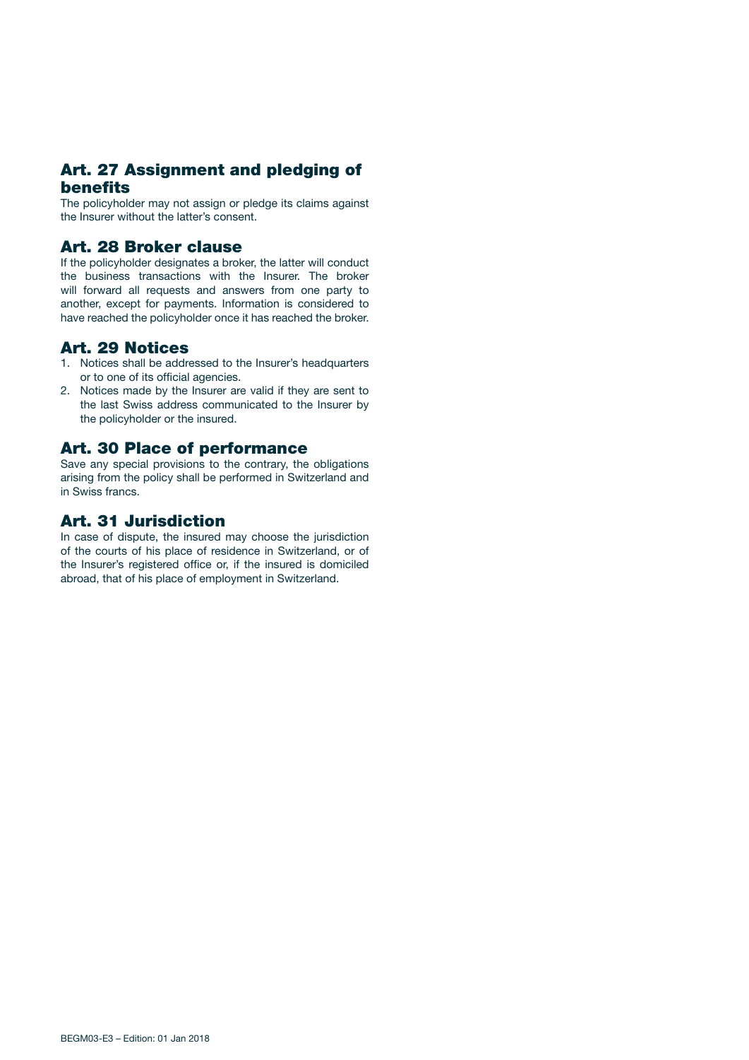## Art. 27 Assignment and pledging of benefits

The policyholder may not assign or pledge its claims against the Insurer without the latter's consent.

## Art. 28 Broker clause

If the policyholder designates a broker, the latter will conduct the business transactions with the Insurer. The broker will forward all requests and answers from one party to another, except for payments. Information is considered to have reached the policyholder once it has reached the broker.

## Art. 29 Notices

1. Notices shall be addressed to the Insurer's headquarters or to one of its official agencies.
2. Notices made by the Insurer are valid if they are sent to the last Swiss address communicated to the Insurer by the policyholder or the insured.

## Art. 30 Place of performance

Save any special provisions to the contrary, the obligations arising from the policy shall be performed in Switzerland and in Swiss francs.

## Art. 31 Jurisdiction

In case of dispute, the insured may choose the jurisdiction of the courts of his place of residence in Switzerland, or of the Insurer's registered office or, if the insured is domiciled abroad, that of his place of employment in Switzerland.